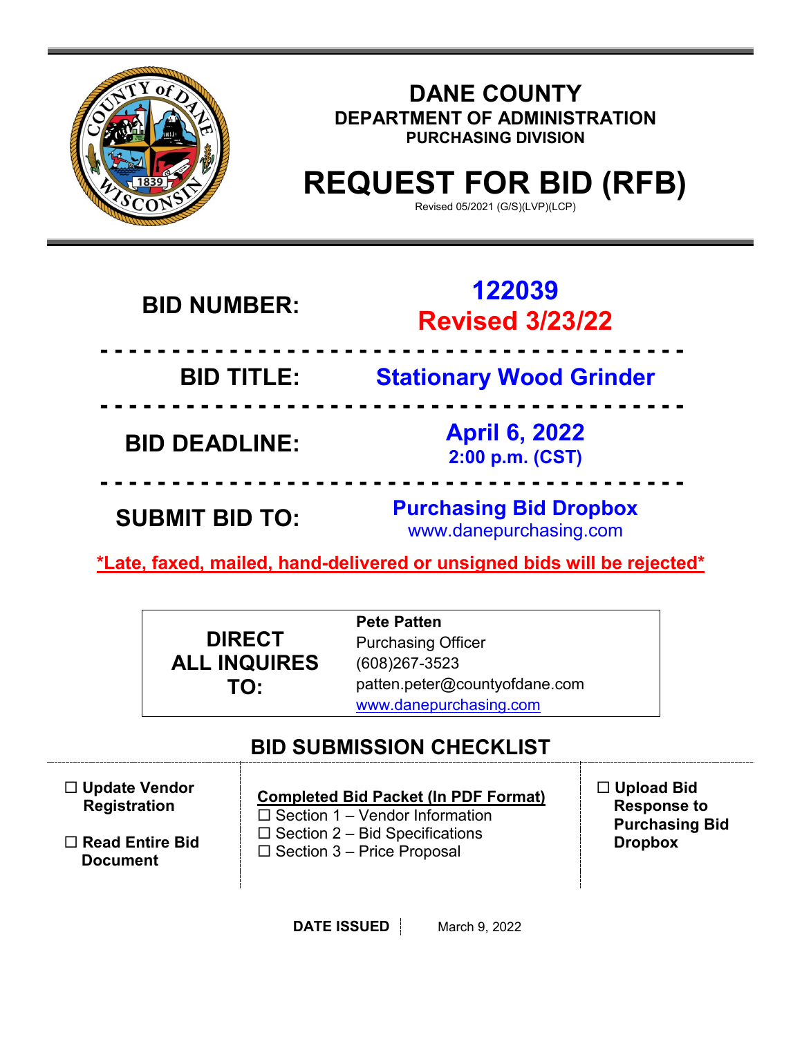# DANE COUNTY

## DEPARTMENT OF ADMINISTRATION

### PURCHASING DIVISION

# REQUEST FOR BID (RFB)

Revised 05/2021 (G/S)(LVP)(LCP)

| | |
|---|---|
| **BID NUMBER:** | **122039** **Revised 3/23/22** |
| **BID TITLE:** | **Stationary Wood Grinder** |
| **BID DEADLINE:** | **April 6, 2022** **2:00 p.m. (CST)** |
| **SUBMIT BID TO:** | **Purchasing Bid Dropbox** www.danepurchasing.com |

**\*Late, faxed, mailed, hand-delivered or unsigned bids will be rejected\***

| **DIRECT ALL INQUIRES TO:** | **Pete Patten**<br>Purchasing Officer<br>(608)267-3523<br>patten.peter@countyofdane.com<br>www.danepurchasing.com |
|---|---|

## BID SUBMISSION CHECKLIST

- ☐ **Update Vendor Registration**
- ☐ **Read Entire Bid Document**

**Completed Bid Packet (In PDF Format)**

- ☐ Section 1 – Vendor Information
- ☐ Section 2 – Bid Specifications
- ☐ Section 3 – Price Proposal

- ☐ **Upload Bid Response to Purchasing Bid Dropbox**

**DATE ISSUED** March 9, 2022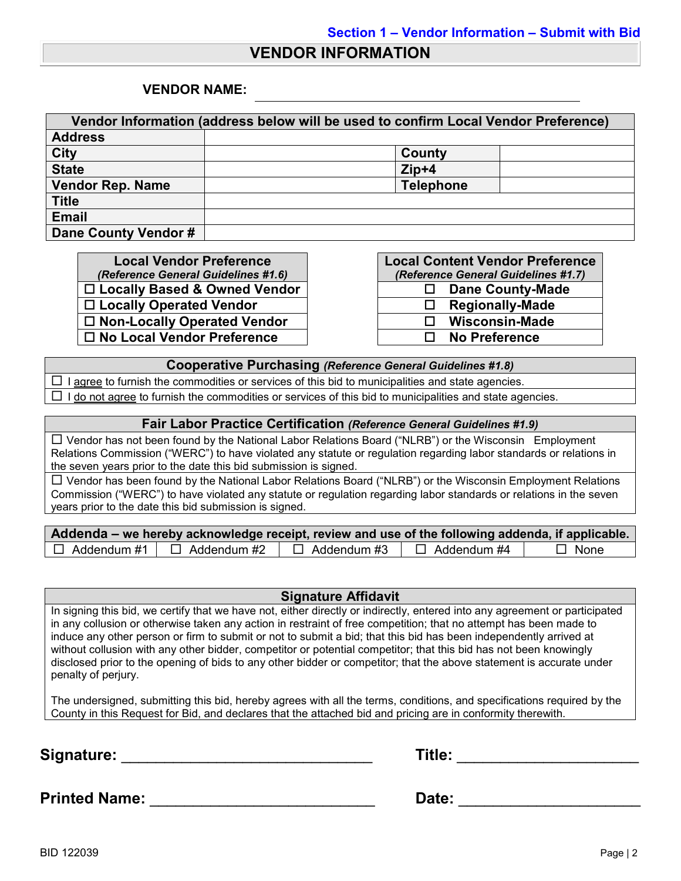**Section 1 – Vendor Information – Submit with Bid**

# VENDOR INFORMATION

**VENDOR NAME:** ______________________________________________

| Vendor Information (address below will be used to confirm Local Vendor Preference) | | | |
|---|---|---|---|
| **Address** | | | |
| **City** | | **County** | |
| **State** | | **Zip+4** | |
| **Vendor Rep. Name** | | **Telephone** | |
| **Title** | | | |
| **Email** | | | |
| **Dane County Vendor #** | | | |

| **Local Vendor Preference** *(Reference General Guidelines #1.6)* |
|---|
| ☐ **Locally Based & Owned Vendor** |
| ☐ **Locally Operated Vendor** |
| ☐ **Non-Locally Operated Vendor** |
| ☐ **No Local Vendor Preference** |

| **Local Content Vendor Preference** *(Reference General Guidelines #1.7)* |
|---|
| ☐ **Dane County-Made** |
| ☐ **Regionally-Made** |
| ☐ **Wisconsin-Made** |
| ☐ **No Preference** |

| **Cooperative Purchasing** ***(Reference General Guidelines #1.8)*** |
|---|
| ☐ I agree to furnish the commodities or services of this bid to municipalities and state agencies. |
| ☐ I do not agree to furnish the commodities or services of this bid to municipalities and state agencies. |

| **Fair Labor Practice Certification** ***(Reference General Guidelines #1.9)*** |
|---|
| ☐ Vendor has not been found by the National Labor Relations Board ("NLRB") or the Wisconsin Employment Relations Commission ("WERC") to have violated any statute or regulation regarding labor standards or relations in the seven years prior to the date this bid submission is signed. |
| ☐ Vendor has been found by the National Labor Relations Board ("NLRB") or the Wisconsin Employment Relations Commission ("WERC") to have violated any statute or regulation regarding labor standards or relations in the seven years prior to the date this bid submission is signed. |

| **Addenda – we hereby acknowledge receipt, review and use of the following addenda, if applicable.** | | | | |
|---|---|---|---|---|
| ☐ Addendum #1 | ☐ Addendum #2 | ☐ Addendum #3 | ☐ Addendum #4 | ☐ None |

| **Signature Affidavit** |
|---|
| In signing this bid, we certify that we have not, either directly or indirectly, entered into any agreement or participated in any collusion or otherwise taken any action in restraint of free competition; that no attempt has been made to induce any other person or firm to submit or not to submit a bid; that this bid has been independently arrived at without collusion with any other bidder, competitor or potential competitor; that this bid has not been knowingly disclosed prior to the opening of bids to any other bidder or competitor; that the above statement is accurate under penalty of perjury.<br><br>The undersigned, submitting this bid, hereby agrees with all the terms, conditions, and specifications required by the County in this Request for Bid, and declares that the attached bid and pricing are in conformity therewith. |

**Signature:** ______________________________ **Title:** ______________________

**Printed Name:** ___________________________ **Date:** ______________________

BID 122039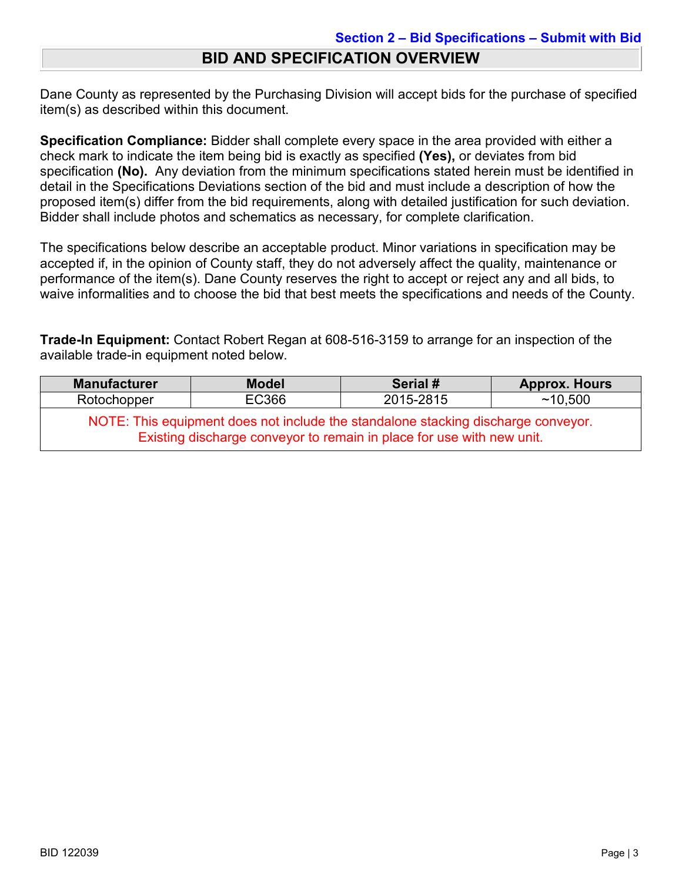Section 2 – Bid Specifications – Submit with Bid

# BID AND SPECIFICATION OVERVIEW

Dane County as represented by the Purchasing Division will accept bids for the purchase of specified item(s) as described within this document.

**Specification Compliance:** Bidder shall complete every space in the area provided with either a check mark to indicate the item being bid is exactly as specified **(Yes),** or deviates from bid specification **(No).** Any deviation from the minimum specifications stated herein must be identified in detail in the Specifications Deviations section of the bid and must include a description of how the proposed item(s) differ from the bid requirements, along with detailed justification for such deviation. Bidder shall include photos and schematics as necessary, for complete clarification.

The specifications below describe an acceptable product. Minor variations in specification may be accepted if, in the opinion of County staff, they do not adversely affect the quality, maintenance or performance of the item(s). Dane County reserves the right to accept or reject any and all bids, to waive informalities and to choose the bid that best meets the specifications and needs of the County.

**Trade-In Equipment:** Contact Robert Regan at 608-516-3159 to arrange for an inspection of the available trade-in equipment noted below.

| Manufacturer | Model | Serial # | Approx. Hours |
|---|---|---|---|
| Rotochopper | EC366 | 2015-2815 | ~10,500 |
| NOTE: This equipment does not include the standalone stacking discharge conveyor. Existing discharge conveyor to remain in place for use with new unit. | | | |

BID 122039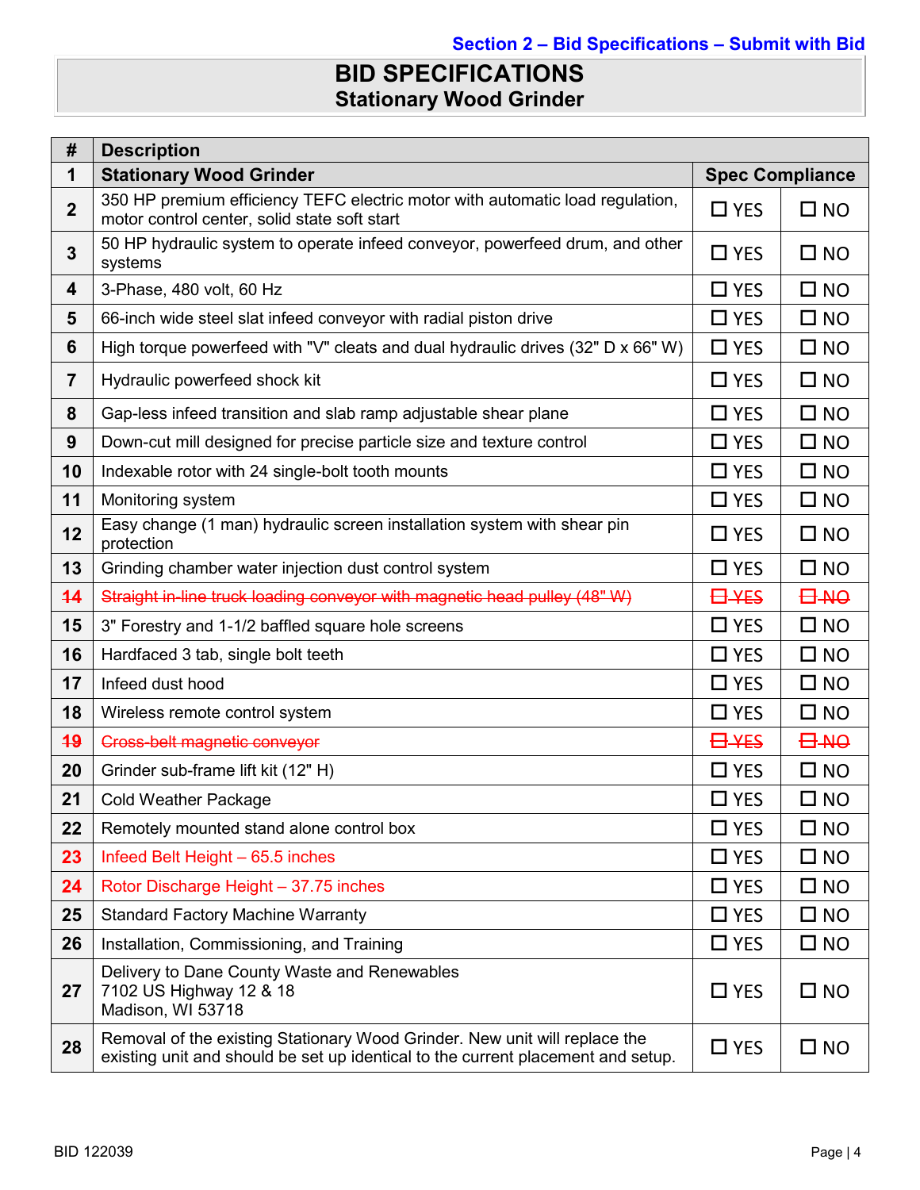Section 2 – Bid Specifications – Submit with Bid

# BID SPECIFICATIONS
## Stationary Wood Grinder

| # | Description | | |
|---|---|---|---|
| 1 | **Stationary Wood Grinder** | **Spec Compliance** | |
| 2 | 350 HP premium efficiency TEFC electric motor with automatic load regulation, motor control center, solid state soft start | ☐ YES | ☐ NO |
| 3 | 50 HP hydraulic system to operate infeed conveyor, powerfeed drum, and other systems | ☐ YES | ☐ NO |
| 4 | 3-Phase, 480 volt, 60 Hz | ☐ YES | ☐ NO |
| 5 | 66-inch wide steel slat infeed conveyor with radial piston drive | ☐ YES | ☐ NO |
| 6 | High torque powerfeed with "V" cleats and dual hydraulic drives (32" D x 66" W) | ☐ YES | ☐ NO |
| 7 | Hydraulic powerfeed shock kit | ☐ YES | ☐ NO |
| 8 | Gap-less infeed transition and slab ramp adjustable shear plane | ☐ YES | ☐ NO |
| 9 | Down-cut mill designed for precise particle size and texture control | ☐ YES | ☐ NO |
| 10 | Indexable rotor with 24 single-bolt tooth mounts | ☐ YES | ☐ NO |
| 11 | Monitoring system | ☐ YES | ☐ NO |
| 12 | Easy change (1 man) hydraulic screen installation system with shear pin protection | ☐ YES | ☐ NO |
| 13 | Grinding chamber water injection dust control system | ☐ YES | ☐ NO |
| ~~14~~ | ~~Straight in-line truck loading conveyor with magnetic head pulley (48" W)~~ | ~~☐ YES~~ | ~~☐ NO~~ |
| 15 | 3" Forestry and 1-1/2 baffled square hole screens | ☐ YES | ☐ NO |
| 16 | Hardfaced 3 tab, single bolt teeth | ☐ YES | ☐ NO |
| 17 | Infeed dust hood | ☐ YES | ☐ NO |
| 18 | Wireless remote control system | ☐ YES | ☐ NO |
| ~~19~~ | ~~Cross-belt magnetic conveyor~~ | ~~☐ YES~~ | ~~☐ NO~~ |
| 20 | Grinder sub-frame lift kit (12" H) | ☐ YES | ☐ NO |
| 21 | Cold Weather Package | ☐ YES | ☐ NO |
| 22 | Remotely mounted stand alone control box | ☐ YES | ☐ NO |
| 23 | Infeed Belt Height – 65.5 inches | ☐ YES | ☐ NO |
| 24 | Rotor Discharge Height – 37.75 inches | ☐ YES | ☐ NO |
| 25 | Standard Factory Machine Warranty | ☐ YES | ☐ NO |
| 26 | Installation, Commissioning, and Training | ☐ YES | ☐ NO |
| 27 | Delivery to Dane County Waste and Renewables<br>7102 US Highway 12 & 18<br>Madison, WI 53718 | ☐ YES | ☐ NO |
| 28 | Removal of the existing Stationary Wood Grinder. New unit will replace the existing unit and should be set up identical to the current placement and setup. | ☐ YES | ☐ NO |

BID 122039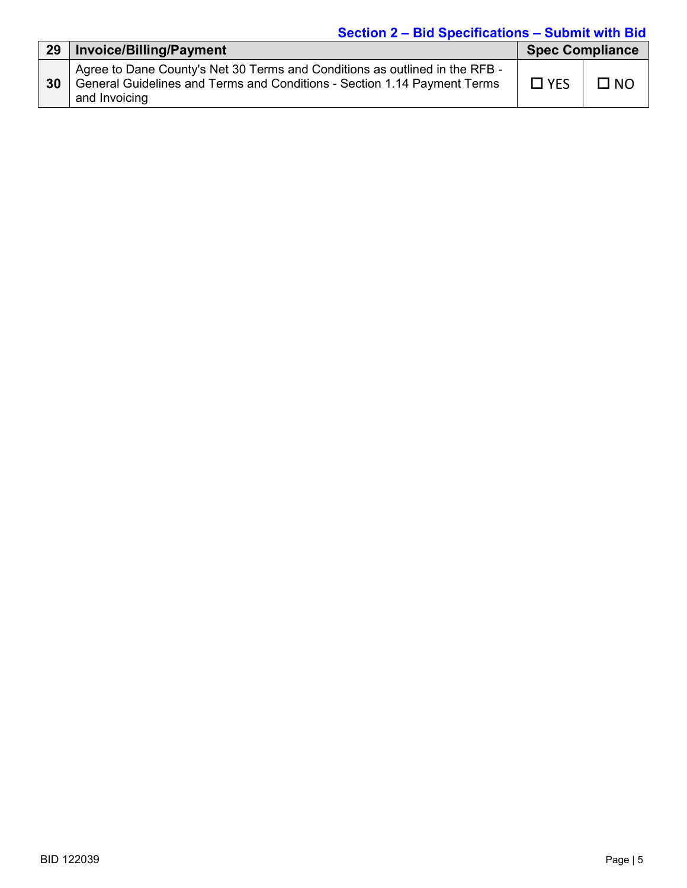## Section 2 – Bid Specifications – Submit with Bid

| 29 | Invoice/Billing/Payment | Spec Compliance | |
|---|---|---|---|
| 30 | Agree to Dane County's Net 30 Terms and Conditions as outlined in the RFB - General Guidelines and Terms and Conditions - Section 1.14 Payment Terms and Invoicing | ☐ YES | ☐ NO |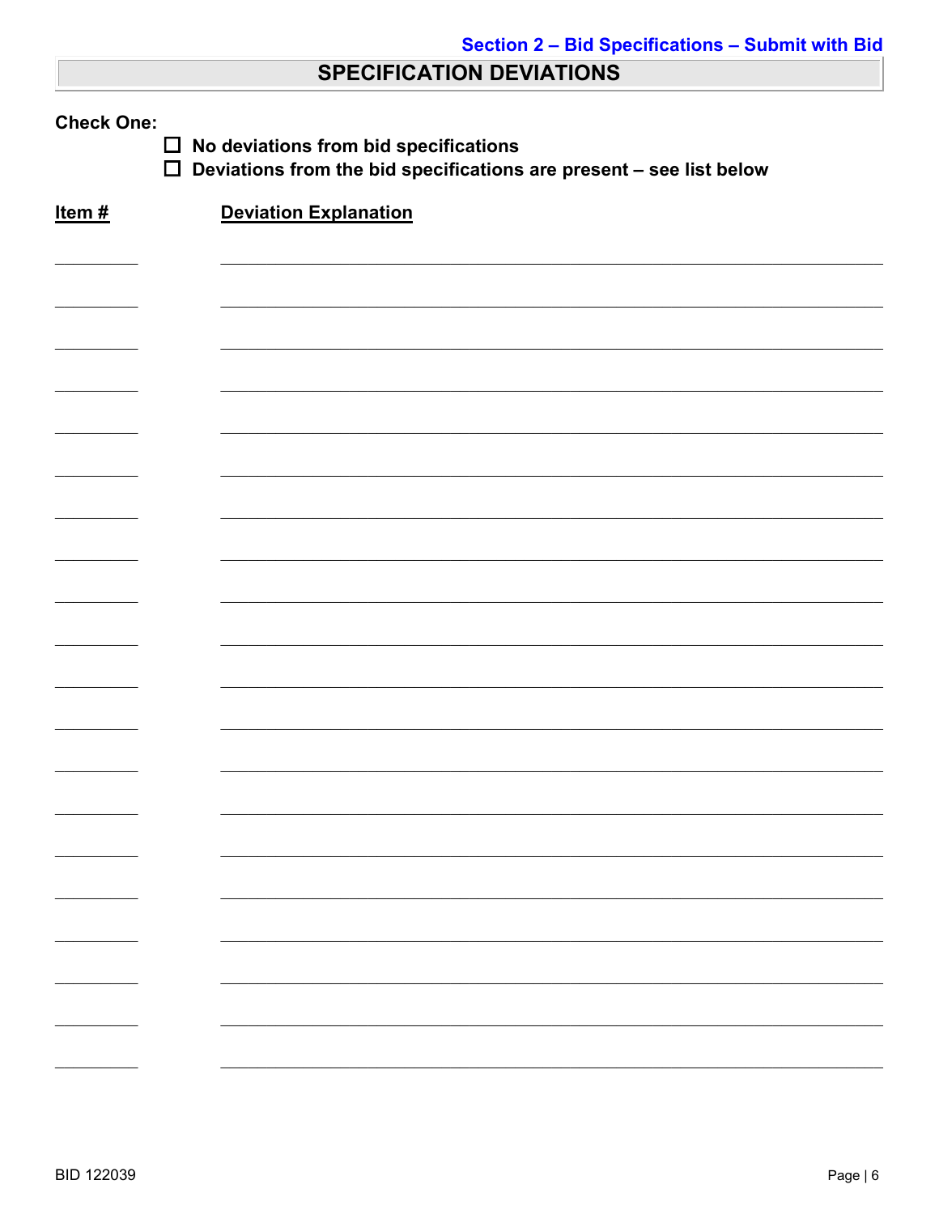Section 2 – Bid Specifications – Submit with Bid

## SPECIFICATION DEVIATIONS

**Check One:**

- ☐ **No deviations from bid specifications**
- ☐ **Deviations from the bid specifications are present – see list below**

| Item # | Deviation Explanation |
|---|---|
| | |
| | |
| | |
| | |
| | |
| | |
| | |
| | |
| | |
| | |
| | |
| | |
| | |
| | |
| | |
| | |
| | |
| | |
| | |
| | |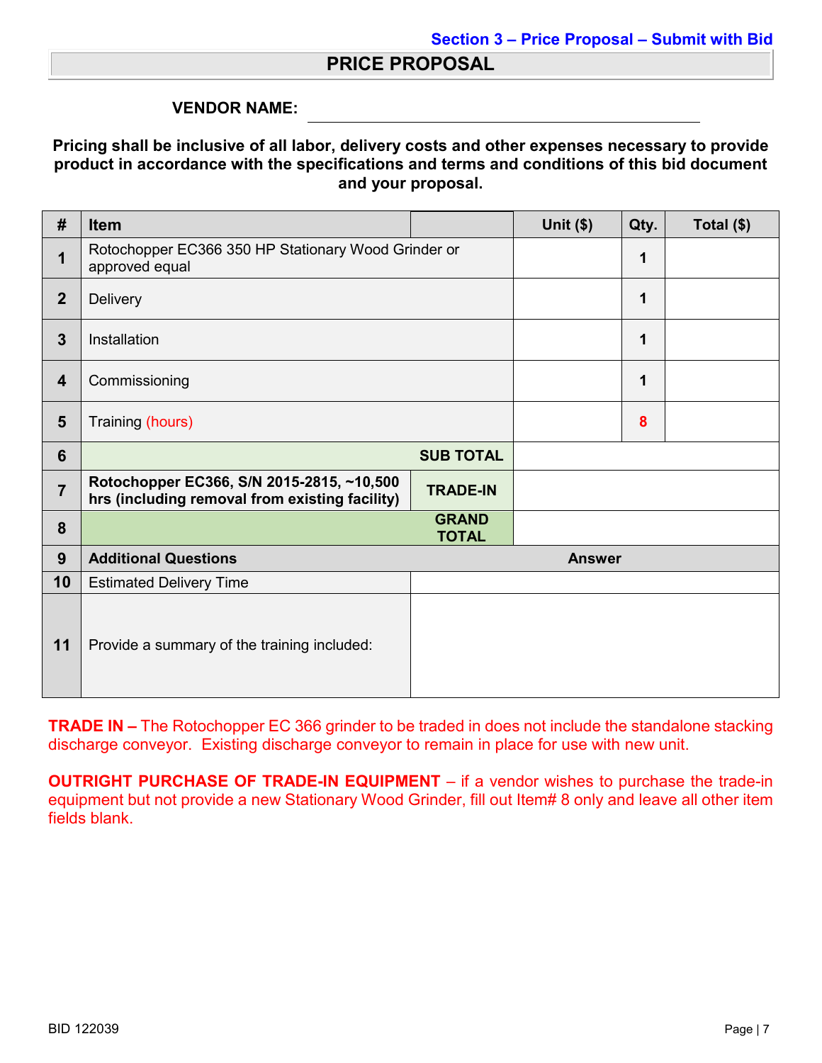Section 3 – Price Proposal – Submit with Bid

# PRICE PROPOSAL

**VENDOR NAME:** ______________________________

**Pricing shall be inclusive of all labor, delivery costs and other expenses necessary to provide product in accordance with the specifications and terms and conditions of this bid document and your proposal.**

| # | Item | | Unit ($) | Qty. | Total ($) |
|---|---|---|---|---|---|
| 1 | Rotochopper EC366 350 HP Stationary Wood Grinder or approved equal | | | 1 | |
| 2 | Delivery | | | 1 | |
| 3 | Installation | | | 1 | |
| 4 | Commissioning | | | 1 | |
| 5 | Training (hours) | | | 8 | |
| 6 | | **SUB TOTAL** | | | |
| 7 | **Rotochopper EC366, S/N 2015-2815, ~10,500 hrs (including removal from existing facility)** | **TRADE-IN** | | | |
| 8 | | **GRAND TOTAL** | | | |
| 9 | **Additional Questions** | | **Answer** | | |
| 10 | Estimated Delivery Time | | | | |
| 11 | Provide a summary of the training included: | | | | |

**TRADE IN –** The Rotochopper EC 366 grinder to be traded in does not include the standalone stacking discharge conveyor. Existing discharge conveyor to remain in place for use with new unit.

**OUTRIGHT PURCHASE OF TRADE-IN EQUIPMENT** – if a vendor wishes to purchase the trade-in equipment but not provide a new Stationary Wood Grinder, fill out Item# 8 only and leave all other item fields blank.